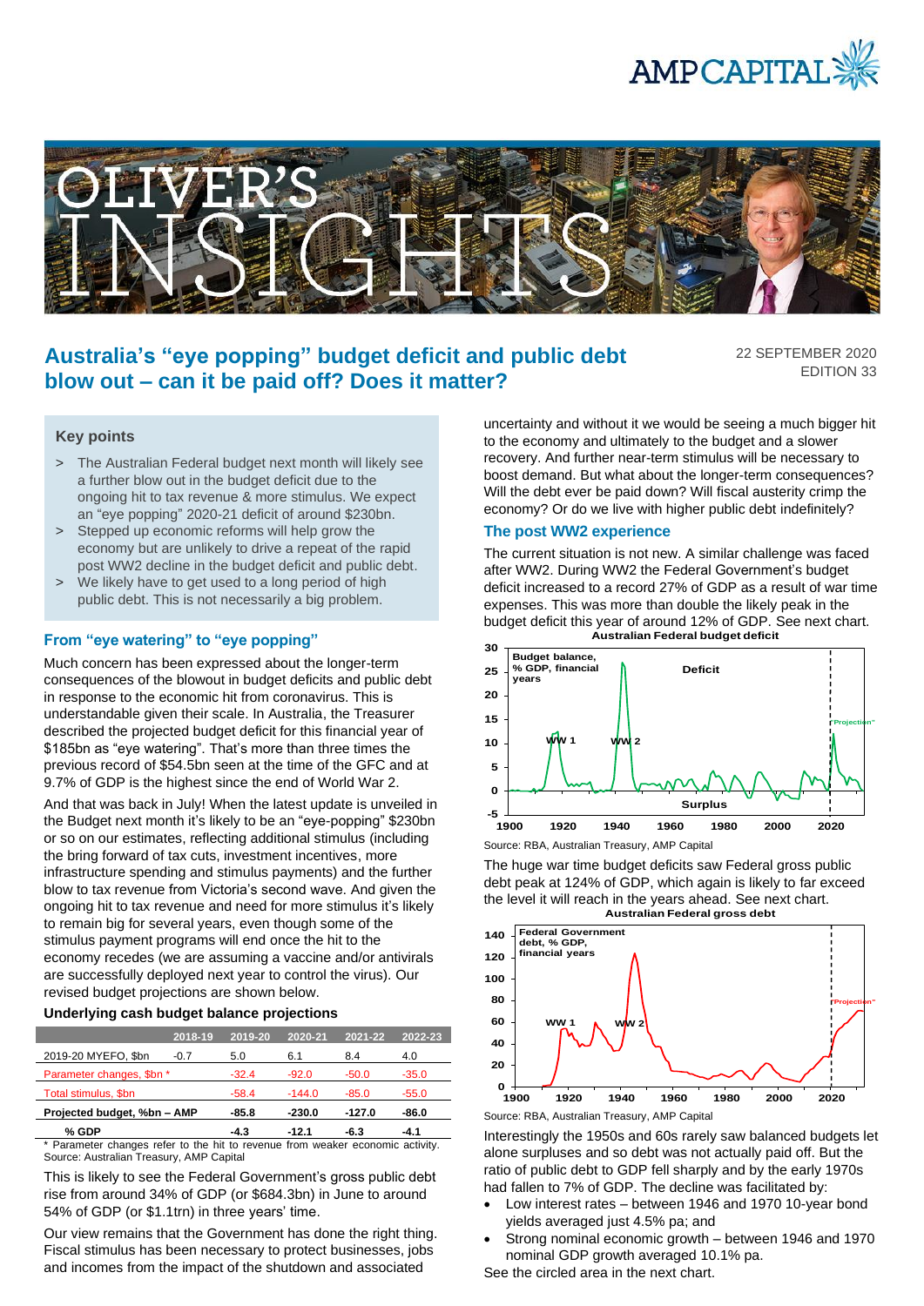# Australia's "eye popping" budget deficit and public debt blow out – can it be paid off? Does it matter?

22 SEPTEMBER 2020
EDITION 33

### Key points

- The Australian Federal budget next month will likely see a further blow out in the budget deficit due to the ongoing hit to tax revenue & more stimulus. We expect an "eye popping" 2020-21 deficit of around $230bn.
- Stepped up economic reforms will help grow the economy but are unlikely to drive a repeat of the rapid post WW2 decline in the budget deficit and public debt.
- We likely have to get used to a long period of high public debt. This is not necessarily a big problem.

## From "eye watering" to "eye popping"

Much concern has been expressed about the longer-term consequences of the blowout in budget deficits and public debt in response to the economic hit from coronavirus. This is understandable given their scale. In Australia, the Treasurer described the projected budget deficit for this financial year of $185bn as "eye watering". That's more than three times the previous record of $54.5bn seen at the time of the GFC and at 9.7% of GDP is the highest since the end of World War 2.

And that was back in July! When the latest update is unveiled in the Budget next month it's likely to be an "eye-popping" $230bn or so on our estimates, reflecting additional stimulus (including the bring forward of tax cuts, investment incentives, more infrastructure spending and stimulus payments) and the further blow to tax revenue from Victoria's second wave. And given the ongoing hit to tax revenue and need for more stimulus it's likely to remain big for several years, even though some of the stimulus payment programs will end once the hit to the economy recedes (we are assuming a vaccine and/or antivirals are successfully deployed next year to control the virus). Our revised budget projections are shown below.

**Underlying cash budget balance projections**

| | 2018-19 | 2019-20 | 2020-21 | 2021-22 | 2022-23 |
|---|---|---|---|---|---|
| 2019-20 MYEFO, $bn | -0.7 | 5.0 | 6.1 | 8.4 | 4.0 |
| Parameter changes, $bn * | | -32.4 | -92.0 | -50.0 | -35.0 |
| Total stimulus, $bn | | -58.4 | -144.0 | -85.0 | -55.0 |
| **Projected budget, %bn – AMP** | | **-85.8** | **-230.0** | **-127.0** | **-86.0** |
| **% GDP** | | **-4.3** | **-12.1** | **-6.3** | **-4.1** |

\* Parameter changes refer to the hit to revenue from weaker economic activity.
Source: Australian Treasury, AMP Capital

This is likely to see the Federal Government's gross public debt rise from around 34% of GDP (or $684.3bn) in June to around 54% of GDP (or $1.1trn) in three years' time.

Our view remains that the Government has done the right thing. Fiscal stimulus has been necessary to protect businesses, jobs and incomes from the impact of the shutdown and associated uncertainty and without it we would be seeing a much bigger hit to the economy and ultimately to the budget and a slower recovery. And further near-term stimulus will be necessary to boost demand. But what about the longer-term consequences? Will the debt ever be paid down? Will fiscal austerity crimp the economy? Or do we live with higher public debt indefinitely?

## The post WW2 experience

The current situation is not new. A similar challenge was faced after WW2. During WW2 the Federal Government's budget deficit increased to a record 27% of GDP as a result of war time expenses. This was more than double the likely peak in the budget deficit this year of around 12% of GDP. See next chart.

**Australian Federal budget deficit**

Source: RBA, Australian Treasury, AMP Capital

The huge war time budget deficits saw Federal gross public debt peak at 124% of GDP, which again is likely to far exceed the level it will reach in the years ahead. See next chart.

**Australian Federal gross debt**

Source: RBA, Australian Treasury, AMP Capital

Interestingly the 1950s and 60s rarely saw balanced budgets let alone surpluses and so debt was not actually paid off. But the ratio of public debt to GDP fell sharply and by the early 1970s had fallen to 7% of GDP. The decline was facilitated by:

- Low interest rates – between 1946 and 1970 10-year bond yields averaged just 4.5% pa; and
- Strong nominal economic growth – between 1946 and 1970 nominal GDP growth averaged 10.1% pa.

See the circled area in the next chart.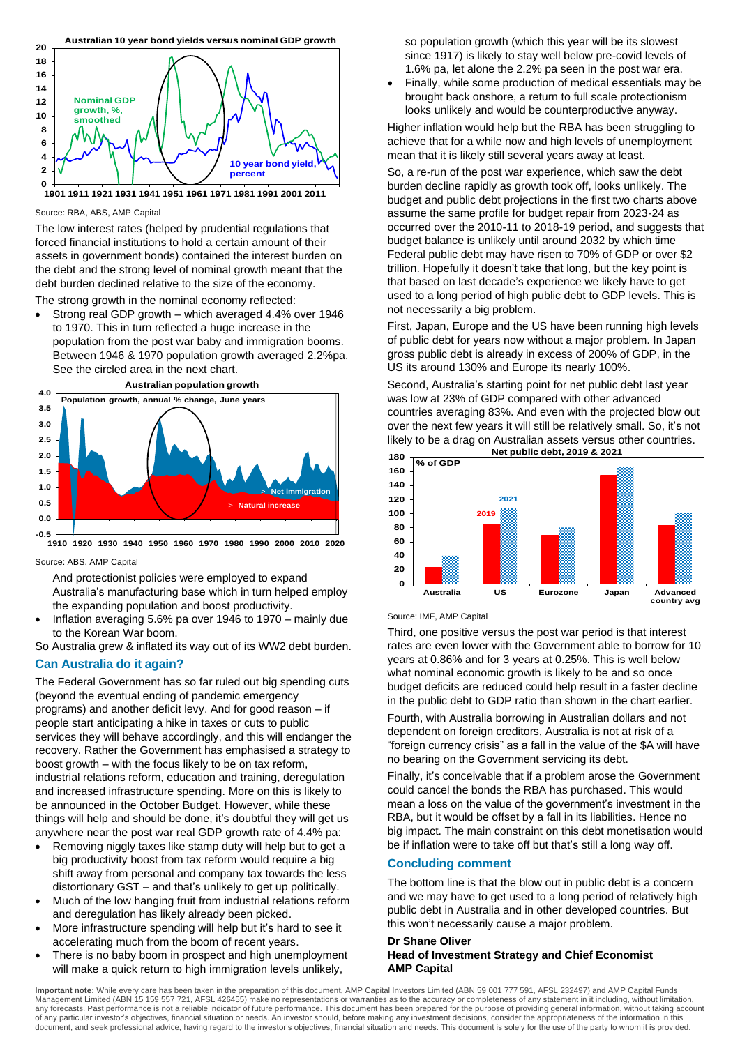Australian 10 year bond yields versus nominal GDP growth

20
18
16
14
12
10
8
6
4
2
0

Nominal GDP growth, %, smoothed

10 year bond yield, percent

1901 1911 1921 1931 1941 1951 1961 1971 1981 1991 2001 2011

Source: RBA, ABS, AMP Capital

The low interest rates (helped by prudential regulations that forced financial institutions to hold a certain amount of their assets in government bonds) contained the interest burden on the debt and the strong level of nominal growth meant that the debt burden declined relative to the size of the economy.

The strong growth in the nominal economy reflected:

- Strong real GDP growth – which averaged 4.4% over 1946 to 1970. This in turn reflected a huge increase in the population from the post war baby and immigration booms. Between 1946 & 1970 population growth averaged 2.2%pa. See the circled area in the next chart.

Australian population growth

Population growth, annual % change, June years

4.0
3.5
3.0
2.5
2.0
1.5
1.0
0.5
0.0
-0.5

> Net immigration

> Natural increase

1910 1920 1930 1940 1950 1960 1970 1980 1990 2000 2010 2020

Source: ABS, AMP Capital

  And protectionist policies were employed to expand Australia's manufacturing base which in turn helped employ the expanding population and boost productivity.

- Inflation averaging 5.6% pa over 1946 to 1970 – mainly due to the Korean War boom.

So Australia grew & inflated its way out of its WW2 debt burden.

## Can Australia do it again?

The Federal Government has so far ruled out big spending cuts (beyond the eventual ending of pandemic emergency programs) and another deficit levy. And for good reason – if people start anticipating a hike in taxes or cuts to public services they will behave accordingly, and this will endanger the recovery. Rather the Government has emphasised a strategy to boost growth – with the focus likely to be on tax reform, industrial relations reform, education and training, deregulation and increased infrastructure spending. More on this is likely to be announced in the October Budget. However, while these things will help and should be done, it's doubtful they will get us anywhere near the post war real GDP growth rate of 4.4% pa:

- Removing niggly taxes like stamp duty will help but to get a big productivity boost from tax reform would require a big shift away from personal and company tax towards the less distortionary GST – and that's unlikely to get up politically.
- Much of the low hanging fruit from industrial relations reform and deregulation has likely already been picked.
- More infrastructure spending will help but it's hard to see it accelerating much from the boom of recent years.
- There is no baby boom in prospect and high unemployment will make a quick return to high immigration levels unlikely, so population growth (which this year will be its slowest since 1917) is likely to stay well below pre-covid levels of 1.6% pa, let alone the 2.2% pa seen in the post war era.
- Finally, while some production of medical essentials may be brought back onshore, a return to full scale protectionism looks unlikely and would be counterproductive anyway.

Higher inflation would help but the RBA has been struggling to achieve that for a while now and high levels of unemployment mean that it is likely still several years away at least.

So, a re-run of the post war experience, which saw the debt burden decline rapidly as growth took off, looks unlikely. The budget and public debt projections in the first two charts above assume the same profile for budget repair from 2023-24 as occurred over the 2010-11 to 2018-19 period, and suggests that budget balance is unlikely until around 2032 by which time Federal public debt may have risen to 70% of GDP or over $2 trillion. Hopefully it doesn't take that long, but the key point is that based on last decade's experience we likely have to get used to a long period of high public debt to GDP levels. This is not necessarily a big problem.

First, Japan, Europe and the US have been running high levels of public debt for years now without a major problem. In Japan gross public debt is already in excess of 200% of GDP, in the US its around 130% and Europe its nearly 100%.

Second, Australia's starting point for net public debt last year was low at 23% of GDP compared with other advanced countries averaging 83%. And even with the projected blow out over the next few years it will still be relatively small. So, it's not likely to be a drag on Australian assets versus other countries.

Net public debt, 2019 & 2021

% of GDP

180
160
140
120
100
80
60
40
20
0

2019

2021

Australia US Eurozone Japan Advanced country avg

Source: IMF, AMP Capital

Third, one positive versus the post war period is that interest rates are even lower with the Government able to borrow for 10 years at 0.86% and for 3 years at 0.25%. This is well below what nominal economic growth is likely to be and so once budget deficits are reduced could help result in a faster decline in the public debt to GDP ratio than shown in the chart earlier.

Fourth, with Australia borrowing in Australian dollars and not dependent on foreign creditors, Australia is not at risk of a "foreign currency crisis" as a fall in the value of the $A will have no bearing on the Government servicing its debt.

Finally, it's conceivable that if a problem arose the Government could cancel the bonds the RBA has purchased. This would mean a loss on the value of the government's investment in the RBA, but it would be offset by a fall in its liabilities. Hence no big impact. The main constraint on this debt monetisation would be if inflation were to take off but that's still a long way off.

## Concluding comment

The bottom line is that the blow out in public debt is a concern and we may have to get used to a long period of relatively high public debt in Australia and in other developed countries. But this won't necessarily cause a major problem.

**Dr Shane Oliver**
**Head of Investment Strategy and Chief Economist**
**AMP Capital**

**Important note:** While every care has been taken in the preparation of this document, AMP Capital Investors Limited (ABN 59 001 777 591, AFSL 232497) and AMP Capital Funds Management Limited (ABN 15 159 557 721, AFSL 426455) make no representations or warranties as to the accuracy or completeness of any statement in it including, without limitation, any forecasts. Past performance is not a reliable indicator of future performance. This document has been prepared for the purpose of providing general information, without taking account of any particular investor's objectives, financial situation or needs. An investor should, before making any investment decisions, consider the appropriateness of the information in this document, and seek professional advice, having regard to the investor's objectives, financial situation and needs. This document is solely for the use of the party to whom it is provided.